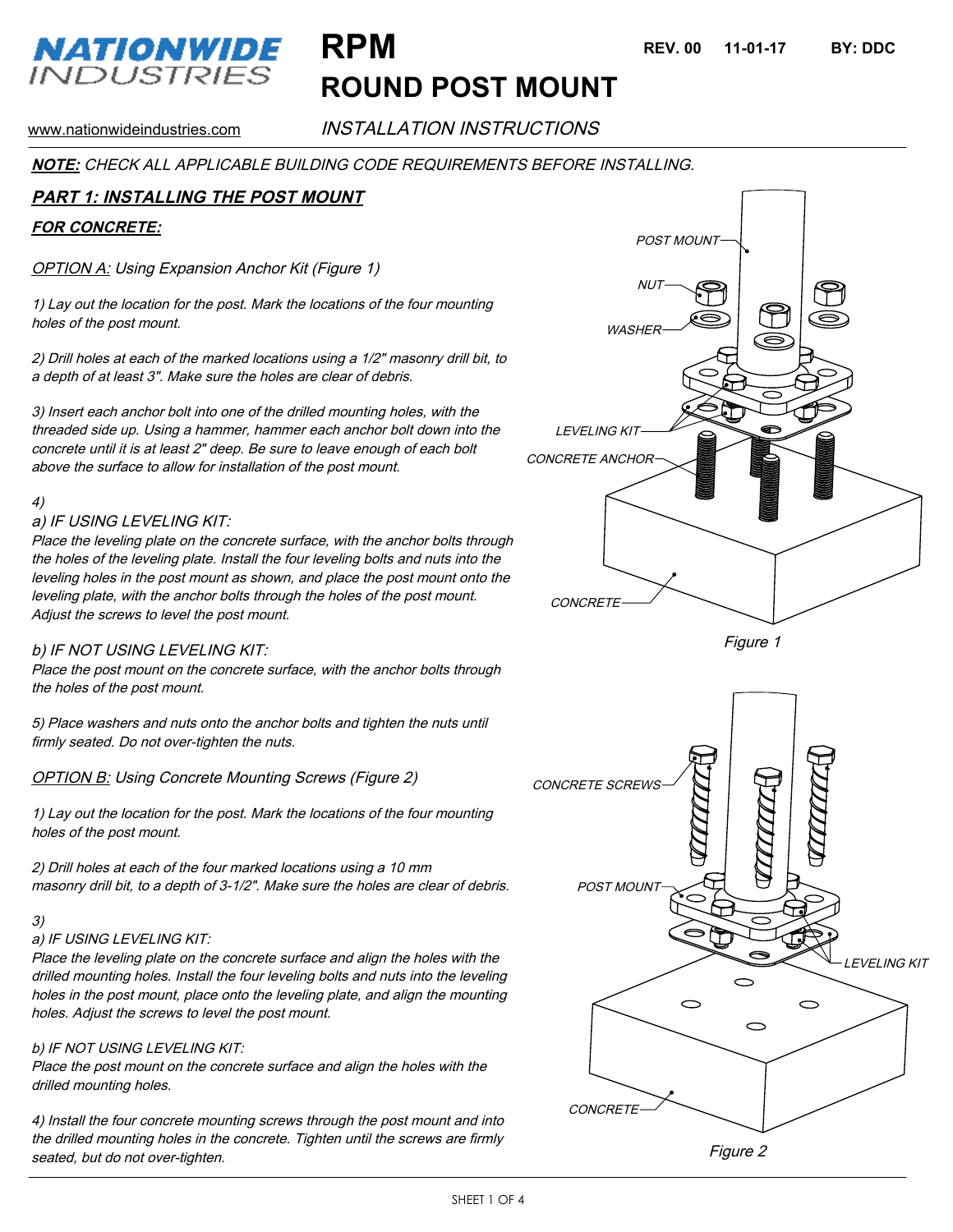# NATIONWIDE INDUSTRIES

# RPM
# ROUND POST MOUNT

REV. 00 11-01-17 BY: DDC

www.nationwideindustries.com

*INSTALLATION INSTRUCTIONS*

***NOTE:*** *CHECK ALL APPLICABLE BUILDING CODE REQUIREMENTS BEFORE INSTALLING.*

## *PART 1: INSTALLING THE POST MOUNT*

### *FOR CONCRETE:*

*OPTION A: Using Expansion Anchor Kit (Figure 1)*

*1) Lay out the location for the post. Mark the locations of the four mounting holes of the post mount.*

*2) Drill holes at each of the marked locations using a 1/2" masonry drill bit, to a depth of at least 3". Make sure the holes are clear of debris.*

*3) Insert each anchor bolt into one of the drilled mounting holes, with the threaded side up. Using a hammer, hammer each anchor bolt down into the concrete until it is at least 2" deep. Be sure to leave enough of each bolt above the surface to allow for installation of the post mount.*

*4)*

*a) IF USING LEVELING KIT:*
*Place the leveling plate on the concrete surface, with the anchor bolts through the holes of the leveling plate. Install the four leveling bolts and nuts into the leveling holes in the post mount as shown, and place the post mount onto the leveling plate, with the anchor bolts through the holes of the post mount. Adjust the screws to level the post mount.*

*b) IF NOT USING LEVELING KIT:*
*Place the post mount on the concrete surface, with the anchor bolts through the holes of the post mount.*

*5) Place washers and nuts onto the anchor bolts and tighten the nuts until firmly seated. Do not over-tighten the nuts.*

POST MOUNT, NUT, WASHER, LEVELING KIT, CONCRETE ANCHOR, CONCRETE

*Figure 1*

*OPTION B: Using Concrete Mounting Screws (Figure 2)*

*1) Lay out the location for the post. Mark the locations of the four mounting holes of the post mount.*

*2) Drill holes at each of the four marked locations using a 10 mm masonry drill bit, to a depth of 3-1/2". Make sure the holes are clear of debris.*

*3)*

*a) IF USING LEVELING KIT:*
*Place the leveling plate on the concrete surface and align the holes with the drilled mounting holes. Install the four leveling bolts and nuts into the leveling holes in the post mount, place onto the leveling plate, and align the mounting holes. Adjust the screws to level the post mount.*

*b) IF NOT USING LEVELING KIT:*
*Place the post mount on the concrete surface and align the holes with the drilled mounting holes.*

*4) Install the four concrete mounting screws through the post mount and into the drilled mounting holes in the concrete. Tighten until the screws are firmly seated, but do not over-tighten.*

CONCRETE SCREWS, POST MOUNT, LEVELING KIT, CONCRETE

*Figure 2*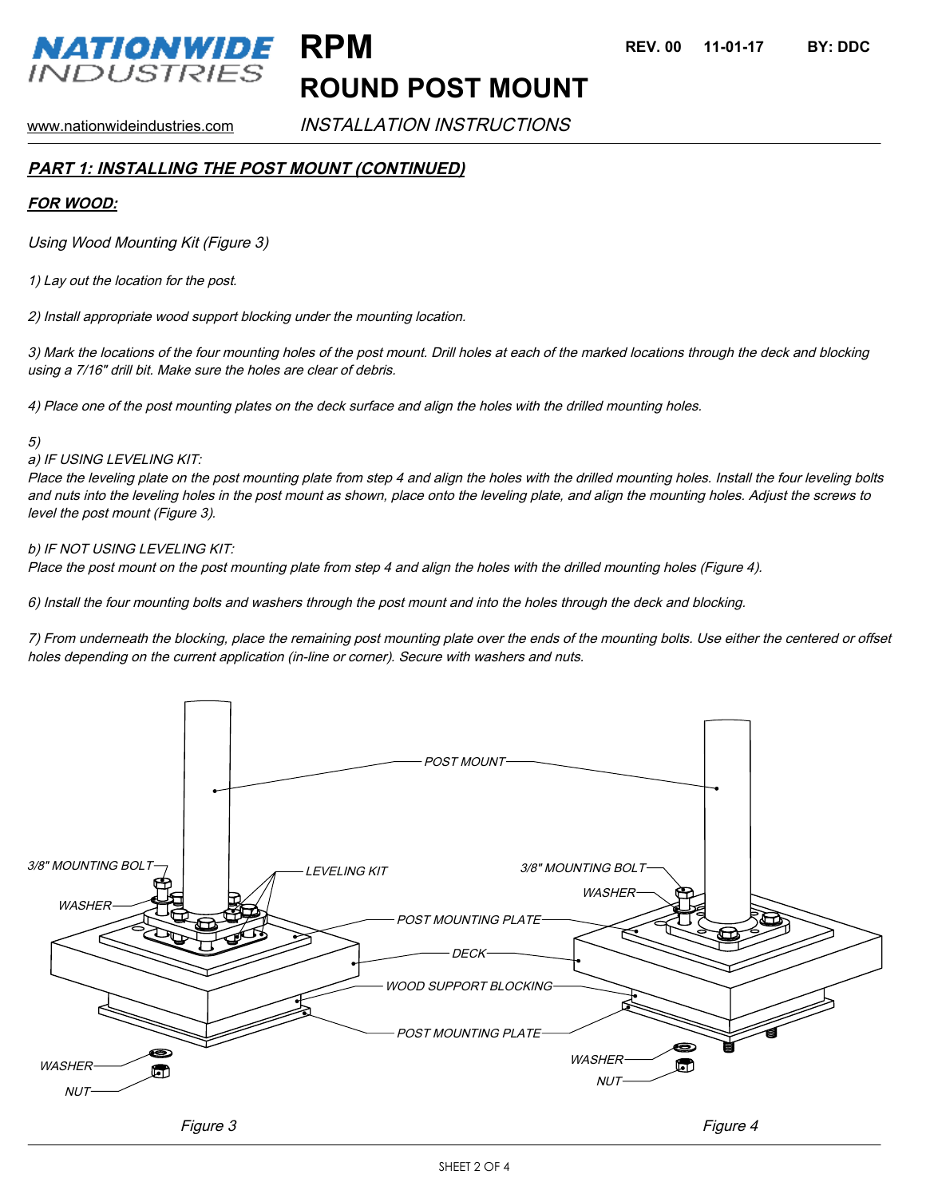# RPM
## ROUND POST MOUNT

www.nationwideindustries.com — *INSTALLATION INSTRUCTIONS*

### ***PART 1: INSTALLING THE POST MOUNT (CONTINUED)***

#### ***FOR WOOD:***

*Using Wood Mounting Kit (Figure 3)*

*1) Lay out the location for the post.*

*2) Install appropriate wood support blocking under the mounting location.*

*3) Mark the locations of the four mounting holes of the post mount. Drill holes at each of the marked locations through the deck and blocking using a 7/16" drill bit. Make sure the holes are clear of debris.*

*4) Place one of the post mounting plates on the deck surface and align the holes with the drilled mounting holes.*

*5)*

*a) IF USING LEVELING KIT:*
*Place the leveling plate on the post mounting plate from step 4 and align the holes with the drilled mounting holes. Install the four leveling bolts and nuts into the leveling holes in the post mount as shown, place onto the leveling plate, and align the mounting holes. Adjust the screws to level the post mount (Figure 3).*

*b) IF NOT USING LEVELING KIT:*
*Place the post mount on the post mounting plate from step 4 and align the holes with the drilled mounting holes (Figure 4).*

*6) Install the four mounting bolts and washers through the post mount and into the holes through the deck and blocking.*

*7) From underneath the blocking, place the remaining post mounting plate over the ends of the mounting bolts. Use either the centered or offset holes depending on the current application (in-line or corner). Secure with washers and nuts.*

*POST MOUNT — 3/8" MOUNTING BOLT — WASHER — LEVELING KIT — POST MOUNTING PLATE — DECK — WOOD SUPPORT BLOCKING — POST MOUNTING PLATE — WASHER — NUT*

*Figure 3*

*Figure 4*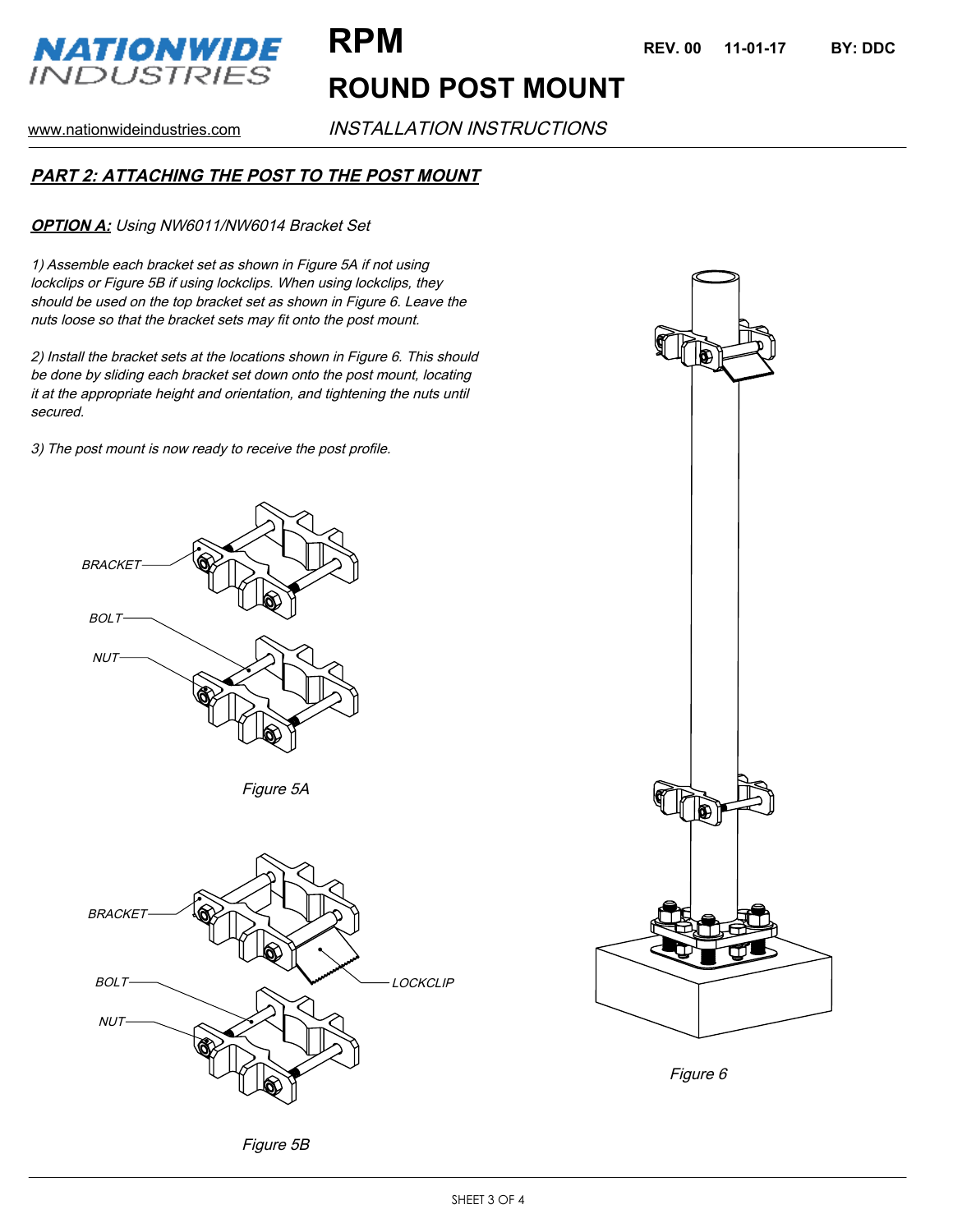# RPM

## ROUND POST MOUNT

*INSTALLATION INSTRUCTIONS*

www.nationwideindustries.com

REV. 00 11-01-17 BY: DDC

### ***PART 2: ATTACHING THE POST TO THE POST MOUNT***

***OPTION A:*** *Using NW6011/NW6014 Bracket Set*

*1) Assemble each bracket set as shown in Figure 5A if not using lockclips or Figure 5B if using lockclips. When using lockclips, they should be used on the top bracket set as shown in Figure 6. Leave the nuts loose so that the bracket sets may fit onto the post mount.*

*2) Install the bracket sets at the locations shown in Figure 6. This should be done by sliding each bracket set down onto the post mount, locating it at the appropriate height and orientation, and tightening the nuts until secured.*

*3) The post mount is now ready to receive the post profile.*

*BRACKET*
*BOLT*
*NUT*

*Figure 5A*

*BRACKET*
*LOCKCLIP*
*BOLT*
*NUT*

*Figure 5B*

*Figure 6*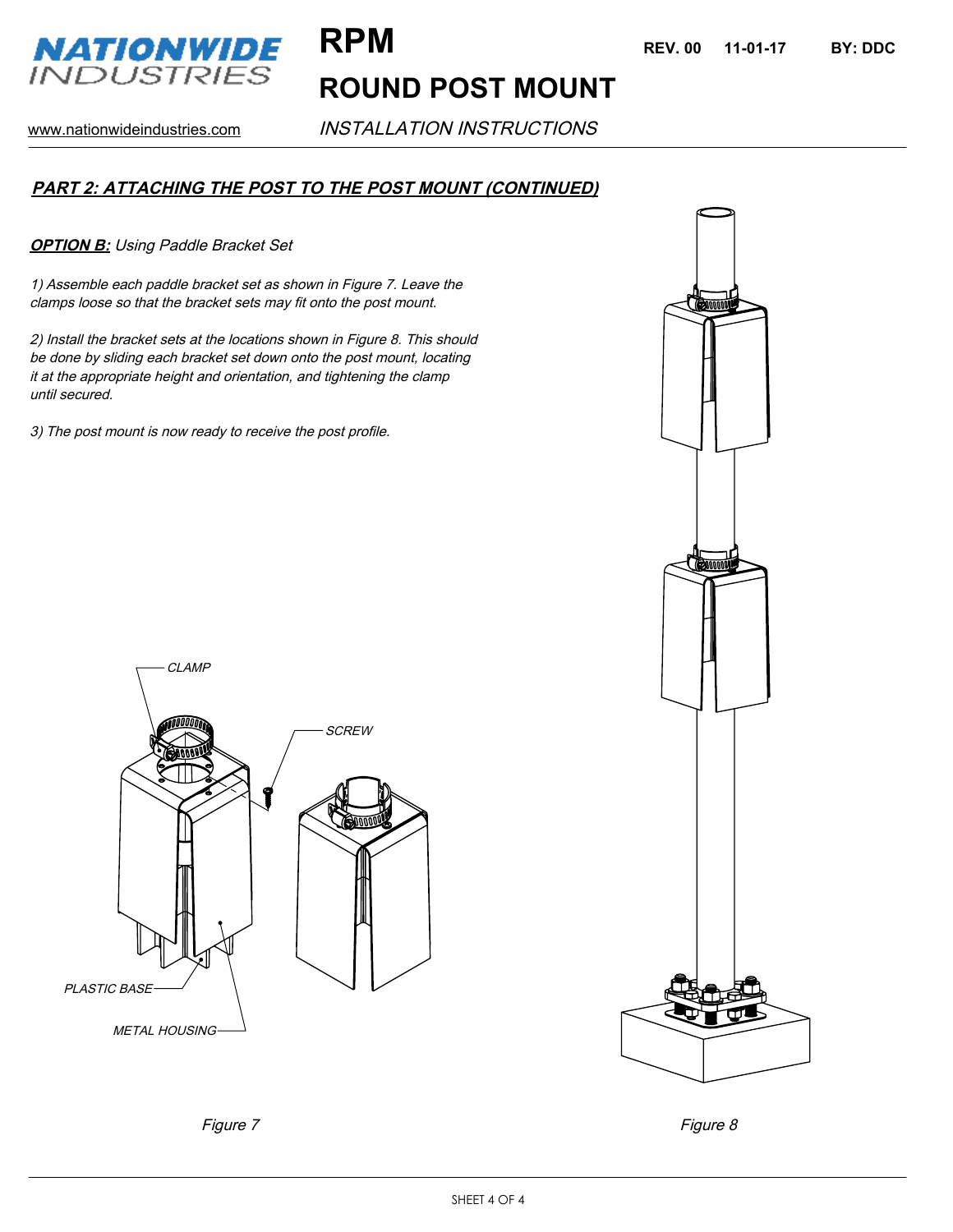## PART 2: ATTACHING THE POST TO THE POST MOUNT (CONTINUED)

***OPTION B:*** *Using Paddle Bracket Set*

*1) Assemble each paddle bracket set as shown in Figure 7. Leave the clamps loose so that the bracket sets may fit onto the post mount.*

*2) Install the bracket sets at the locations shown in Figure 8. This should be done by sliding each bracket set down onto the post mount, locating it at the appropriate height and orientation, and tightening the clamp until secured.*

*3) The post mount is now ready to receive the post profile.*

CLAMP

SCREW

PLASTIC BASE

METAL HOUSING

*Figure 7*

*Figure 8*